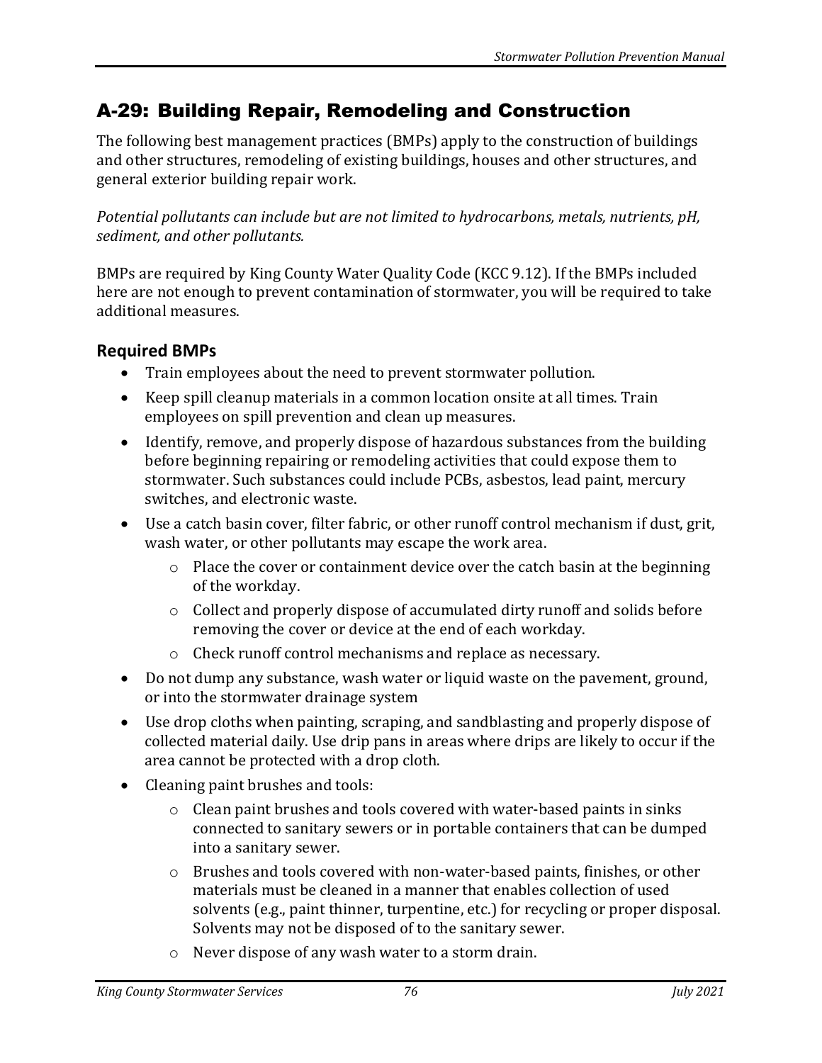## A-29: Building Repair, Remodeling and Construction

The following best management practices (BMPs) apply to the construction of buildings and other structures, remodeling of existing buildings, houses and other structures, and general exterior building repair work.

*Potential pollutants can include but are not limited to hydrocarbons, metals, nutrients, pH, sediment, and other pollutants.*

BMPs are required by King County Water Quality Code (KCC 9.12). If the BMPs included here are not enough to prevent contamination of stormwater, you will be required to take additional measures.

### Required BMPs

- Train employees about the need to prevent stormwater pollution.
- Keep spill cleanup materials in a common location onsite at all times. Train employees on spill prevention and clean up measures.
- Identify, remove, and properly dispose of hazardous substances from the building before beginning repairing or remodeling activities that could expose them to stormwater. Such substances could include PCBs, asbestos, lead paint, mercury switches, and electronic waste.
- Use a catch basin cover, filter fabric, or other runoff control mechanism if dust, grit, wash water, or other pollutants may escape the work area.
    - Place the cover or containment device over the catch basin at the beginning of the workday.
    - Collect and properly dispose of accumulated dirty runoff and solids before removing the cover or device at the end of each workday.
    - Check runoff control mechanisms and replace as necessary.
- Do not dump any substance, wash water or liquid waste on the pavement, ground, or into the stormwater drainage system
- Use drop cloths when painting, scraping, and sandblasting and properly dispose of collected material daily. Use drip pans in areas where drips are likely to occur if the area cannot be protected with a drop cloth.
- Cleaning paint brushes and tools:
    - Clean paint brushes and tools covered with water-based paints in sinks connected to sanitary sewers or in portable containers that can be dumped into a sanitary sewer.
    - Brushes and tools covered with non-water-based paints, finishes, or other materials must be cleaned in a manner that enables collection of used solvents (e.g., paint thinner, turpentine, etc.) for recycling or proper disposal. Solvents may not be disposed of to the sanitary sewer.
    - Never dispose of any wash water to a storm drain.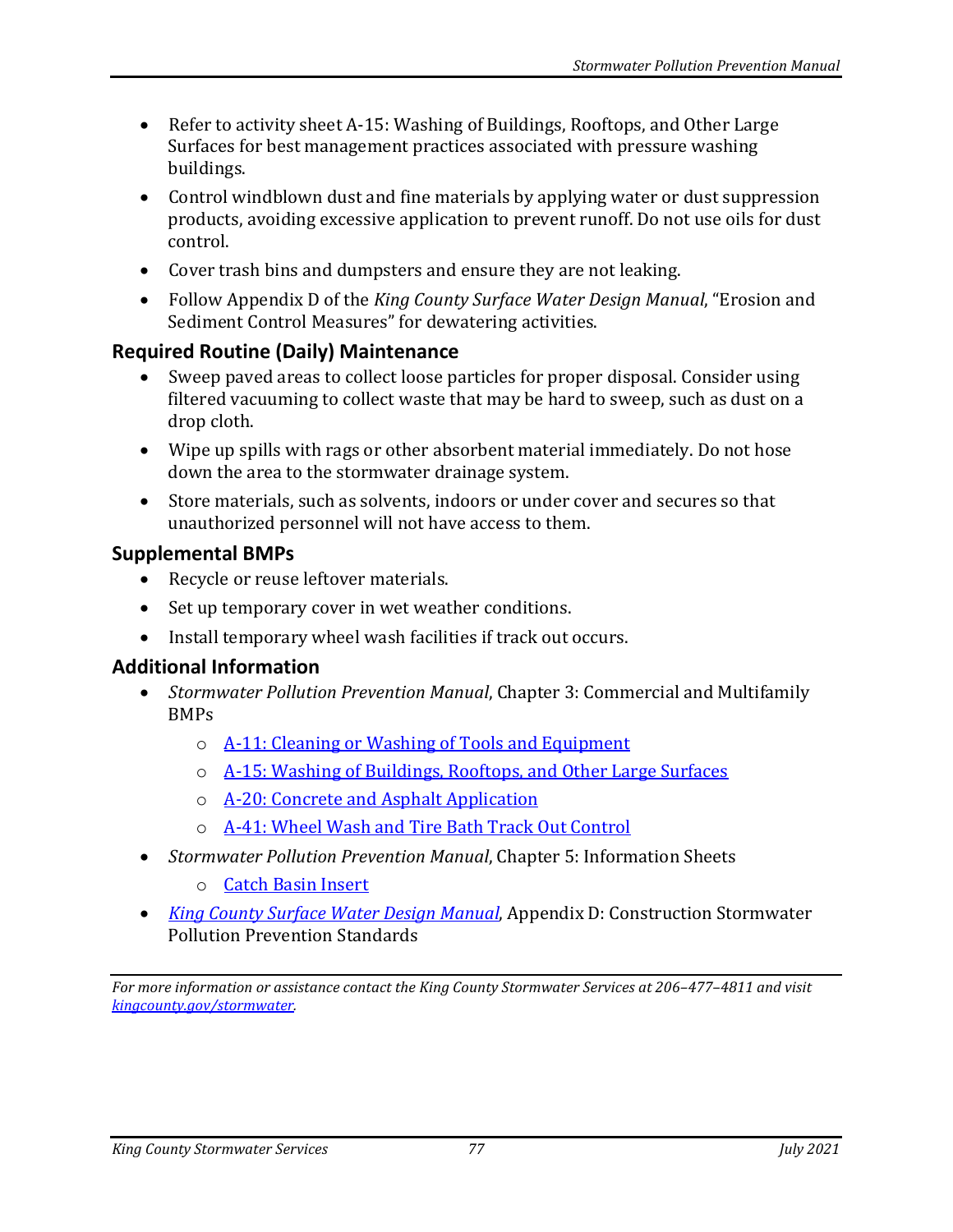- Refer to activity sheet A-15: Washing of Buildings, Rooftops, and Other Large Surfaces for best management practices associated with pressure washing buildings.
- Control windblown dust and fine materials by applying water or dust suppression products, avoiding excessive application to prevent runoff. Do not use oils for dust control.
- Cover trash bins and dumpsters and ensure they are not leaking.
- Follow Appendix D of the *King County Surface Water Design Manual*, "Erosion and Sediment Control Measures" for dewatering activities.

## Required Routine (Daily) Maintenance

- Sweep paved areas to collect loose particles for proper disposal. Consider using filtered vacuuming to collect waste that may be hard to sweep, such as dust on a drop cloth.
- Wipe up spills with rags or other absorbent material immediately. Do not hose down the area to the stormwater drainage system.
- Store materials, such as solvents, indoors or under cover and secures so that unauthorized personnel will not have access to them.

## Supplemental BMPs

- Recycle or reuse leftover materials.
- Set up temporary cover in wet weather conditions.
- Install temporary wheel wash facilities if track out occurs.

## Additional Information

- *Stormwater Pollution Prevention Manual*, Chapter 3: Commercial and Multifamily BMPs
  - A-11: Cleaning or Washing of Tools and Equipment
  - A-15: Washing of Buildings, Rooftops, and Other Large Surfaces
  - A-20: Concrete and Asphalt Application
  - A-41: Wheel Wash and Tire Bath Track Out Control
- *Stormwater Pollution Prevention Manual*, Chapter 5: Information Sheets
  - Catch Basin Insert
- *King County Surface Water Design Manual*, Appendix D: Construction Stormwater Pollution Prevention Standards

*For more information or assistance contact the King County Stormwater Services at 206–477–4811 and visit kingcounty.gov/stormwater.*